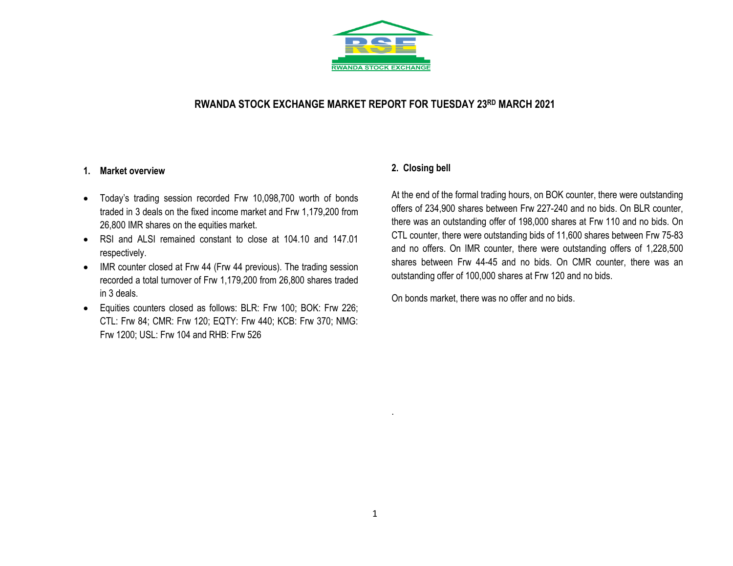# RWANDA STOCK EXCHANGE MARKET REPORT FOR TUESDAY 23RD MARCH 2021

## 1. Market overview

- Today's trading session recorded Frw 10,098,700 worth of bonds traded in 3 deals on the fixed income market and Frw 1,179,200 from 26,800 IMR shares on the equities market.
- RSI and ALSI remained constant to close at 104.10 and 147.01 respectively.
- IMR counter closed at Frw 44 (Frw 44 previous). The trading session recorded a total turnover of Frw 1,179,200 from 26,800 shares traded in 3 deals.
- Equities counters closed as follows: BLR: Frw 100; BOK: Frw 226; CTL: Frw 84; CMR: Frw 120; EQTY: Frw 440; KCB: Frw 370; NMG: Frw 1200; USL: Frw 104 and RHB: Frw 526

## 2. Closing bell

At the end of the formal trading hours, on BOK counter, there were outstanding offers of 234,900 shares between Frw 227-240 and no bids. On BLR counter, there was an outstanding offer of 198,000 shares at Frw 110 and no bids. On CTL counter, there were outstanding bids of 11,600 shares between Frw 75-83 and no offers. On IMR counter, there were outstanding offers of 1,228,500 shares between Frw 44-45 and no bids. On CMR counter, there was an outstanding offer of 100,000 shares at Frw 120 and no bids.

On bonds market, there was no offer and no bids.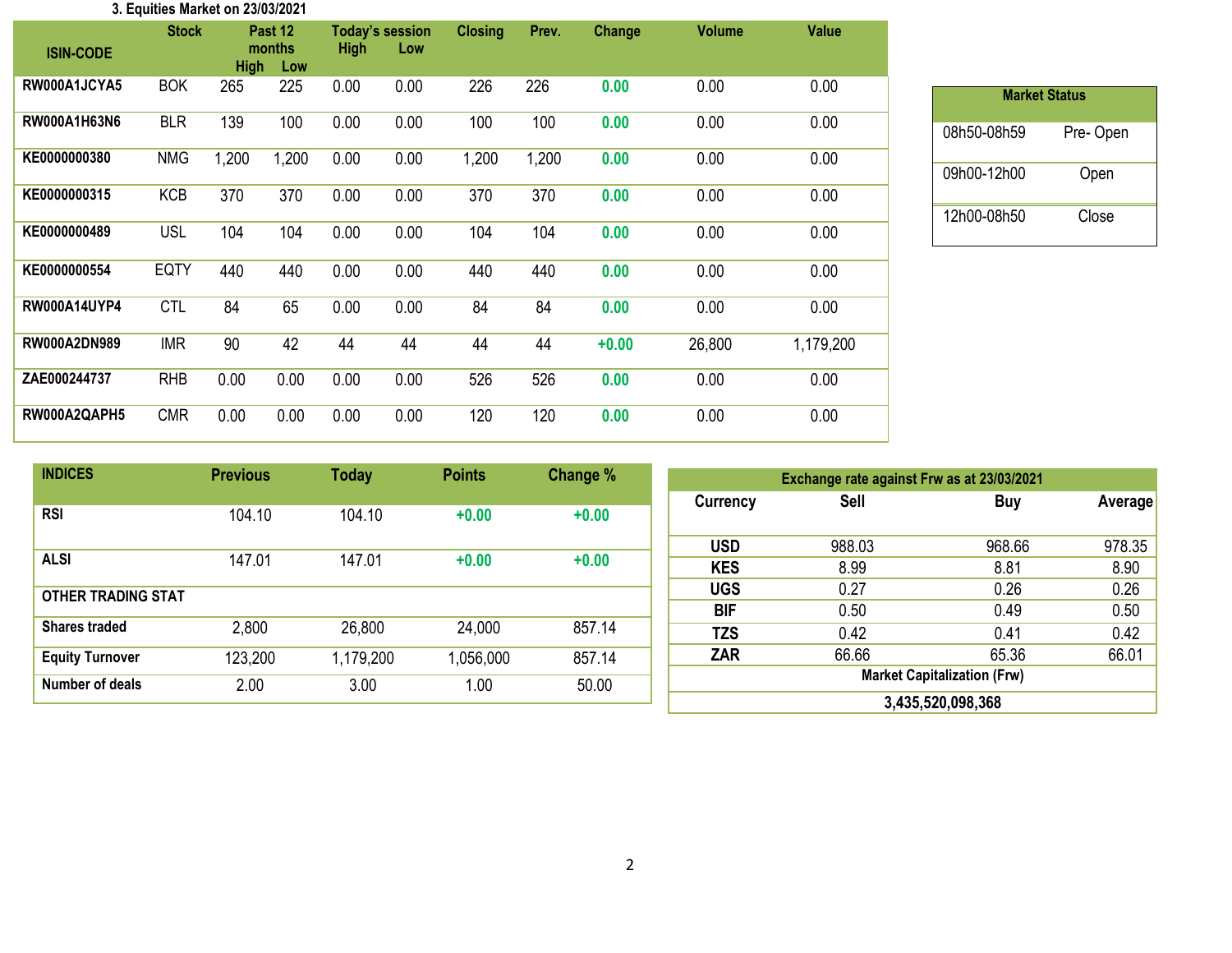### 3. Equities Market on 23/03/2021

| ISIN-CODE | Stock | Past 12 months | | Today's session | | Closing | Prev. | Change | Volume | Value |
|---|---|---|---|---|---|---|---|---|---|---|
| | | High | Low | High | Low | | | | | |
| RW000A1JCYA5 | BOK | 265 | 225 | 0.00 | 0.00 | 226 | 226 | 0.00 | 0.00 | 0.00 |
| RW000A1H63N6 | BLR | 139 | 100 | 0.00 | 0.00 | 100 | 100 | 0.00 | 0.00 | 0.00 |
| KE0000000380 | NMG | 1,200 | 1,200 | 0.00 | 0.00 | 1,200 | 1,200 | 0.00 | 0.00 | 0.00 |
| KE0000000315 | KCB | 370 | 370 | 0.00 | 0.00 | 370 | 370 | 0.00 | 0.00 | 0.00 |
| KE0000000489 | USL | 104 | 104 | 0.00 | 0.00 | 104 | 104 | 0.00 | 0.00 | 0.00 |
| KE0000000554 | EQTY | 440 | 440 | 0.00 | 0.00 | 440 | 440 | 0.00 | 0.00 | 0.00 |
| RW000A14UYP4 | CTL | 84 | 65 | 0.00 | 0.00 | 84 | 84 | 0.00 | 0.00 | 0.00 |
| RW000A2DN989 | IMR | 90 | 42 | 44 | 44 | 44 | 44 | +0.00 | 26,800 | 1,179,200 |
| ZAE000244737 | RHB | 0.00 | 0.00 | 0.00 | 0.00 | 526 | 526 | 0.00 | 0.00 | 0.00 |
| RW000A2QAPH5 | CMR | 0.00 | 0.00 | 0.00 | 0.00 | 120 | 120 | 0.00 | 0.00 | 0.00 |

| Market Status | |
|---|---|
| 08h50-08h59 | Pre- Open |
| 09h00-12h00 | Open |
| 12h00-08h50 | Close |

| INDICES | Previous | Today | Points | Change % |
|---|---|---|---|---|
| RSI | 104.10 | 104.10 | +0.00 | +0.00 |
| ALSI | 147.01 | 147.01 | +0.00 | +0.00 |
| **OTHER TRADING STAT** | | | | |
| Shares traded | 2,800 | 26,800 | 24,000 | 857.14 |
| Equity Turnover | 123,200 | 1,179,200 | 1,056,000 | 857.14 |
| Number of deals | 2.00 | 3.00 | 1.00 | 50.00 |

| Exchange rate against Frw as at 23/03/2021 | | | |
|---|---|---|---|
| Currency | Sell | Buy | Average |
| USD | 988.03 | 968.66 | 978.35 |
| KES | 8.99 | 8.81 | 8.90 |
| UGS | 0.27 | 0.26 | 0.26 |
| BIF | 0.50 | 0.49 | 0.50 |
| TZS | 0.42 | 0.41 | 0.42 |
| ZAR | 66.66 | 65.36 | 66.01 |
| Market Capitalization (Frw) | | | |
| 3,435,520,098,368 | | | |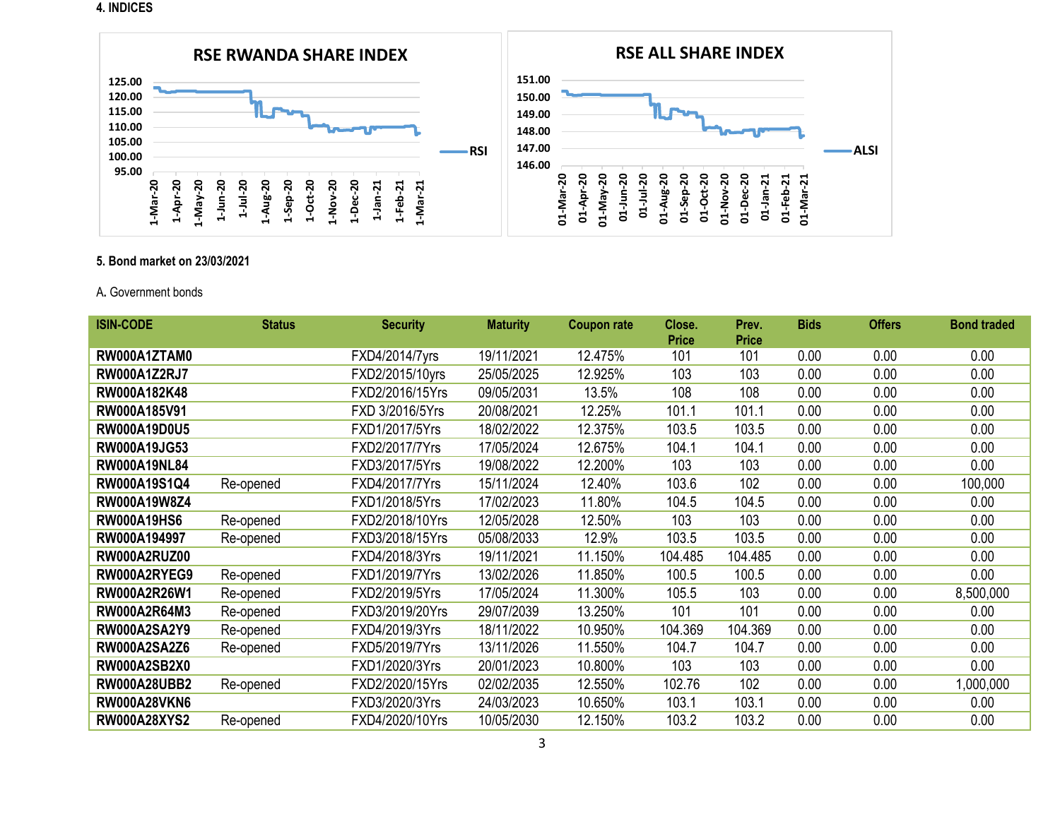## 4. INDICES

RSE RWANDA SHARE INDEX

RSE ALL SHARE INDEX

## 5. Bond market on 23/03/2021

A. Government bonds

| ISIN-CODE | Status | Security | Maturity | Coupon rate | Close. Price | Prev. Price | Bids | Offers | Bond traded |
|---|---|---|---|---|---|---|---|---|---|
| RW000A1ZTAM0 | | FXD4/2014/7yrs | 19/11/2021 | 12.475% | 101 | 101 | 0.00 | 0.00 | 0.00 |
| RW000A1Z2RJ7 | | FXD2/2015/10yrs | 25/05/2025 | 12.925% | 103 | 103 | 0.00 | 0.00 | 0.00 |
| RW000A182K48 | | FXD2/2016/15Yrs | 09/05/2031 | 13.5% | 108 | 108 | 0.00 | 0.00 | 0.00 |
| RW000A185V91 | | FXD 3/2016/5Yrs | 20/08/2021 | 12.25% | 101.1 | 101.1 | 0.00 | 0.00 | 0.00 |
| RW000A19D0U5 | | FXD1/2017/5Yrs | 18/02/2022 | 12.375% | 103.5 | 103.5 | 0.00 | 0.00 | 0.00 |
| RW000A19JG53 | | FXD2/2017/7Yrs | 17/05/2024 | 12.675% | 104.1 | 104.1 | 0.00 | 0.00 | 0.00 |
| RW000A19NL84 | | FXD3/2017/5Yrs | 19/08/2022 | 12.200% | 103 | 103 | 0.00 | 0.00 | 0.00 |
| RW000A19S1Q4 | Re-opened | FXD4/2017/7Yrs | 15/11/2024 | 12.40% | 103.6 | 102 | 0.00 | 0.00 | 100,000 |
| RW000A19W8Z4 | | FXD1/2018/5Yrs | 17/02/2023 | 11.80% | 104.5 | 104.5 | 0.00 | 0.00 | 0.00 |
| RW000A19HS6 | Re-opened | FXD2/2018/10Yrs | 12/05/2028 | 12.50% | 103 | 103 | 0.00 | 0.00 | 0.00 |
| RW000A194997 | Re-opened | FXD3/2018/15Yrs | 05/08/2033 | 12.9% | 103.5 | 103.5 | 0.00 | 0.00 | 0.00 |
| RW000A2RUZ00 | | FXD4/2018/3Yrs | 19/11/2021 | 11.150% | 104.485 | 104.485 | 0.00 | 0.00 | 0.00 |
| RW000A2RYEG9 | Re-opened | FXD1/2019/7Yrs | 13/02/2026 | 11.850% | 100.5 | 100.5 | 0.00 | 0.00 | 0.00 |
| RW000A2R26W1 | Re-opened | FXD2/2019/5Yrs | 17/05/2024 | 11.300% | 105.5 | 103 | 0.00 | 0.00 | 8,500,000 |
| RW000A2R64M3 | Re-opened | FXD3/2019/20Yrs | 29/07/2039 | 13.250% | 101 | 101 | 0.00 | 0.00 | 0.00 |
| RW000A2SA2Y9 | Re-opened | FXD4/2019/3Yrs | 18/11/2022 | 10.950% | 104.369 | 104.369 | 0.00 | 0.00 | 0.00 |
| RW000A2SA2Z6 | Re-opened | FXD5/2019/7Yrs | 13/11/2026 | 11.550% | 104.7 | 104.7 | 0.00 | 0.00 | 0.00 |
| RW000A2SB2X0 | | FXD1/2020/3Yrs | 20/01/2023 | 10.800% | 103 | 103 | 0.00 | 0.00 | 0.00 |
| RW000A28UBB2 | Re-opened | FXD2/2020/15Yrs | 02/02/2035 | 12.550% | 102.76 | 102 | 0.00 | 0.00 | 1,000,000 |
| RW000A28VKN6 | | FXD3/2020/3Yrs | 24/03/2023 | 10.650% | 103.1 | 103.1 | 0.00 | 0.00 | 0.00 |
| RW000A28XYS2 | Re-opened | FXD4/2020/10Yrs | 10/05/2030 | 12.150% | 103.2 | 103.2 | 0.00 | 0.00 | 0.00 |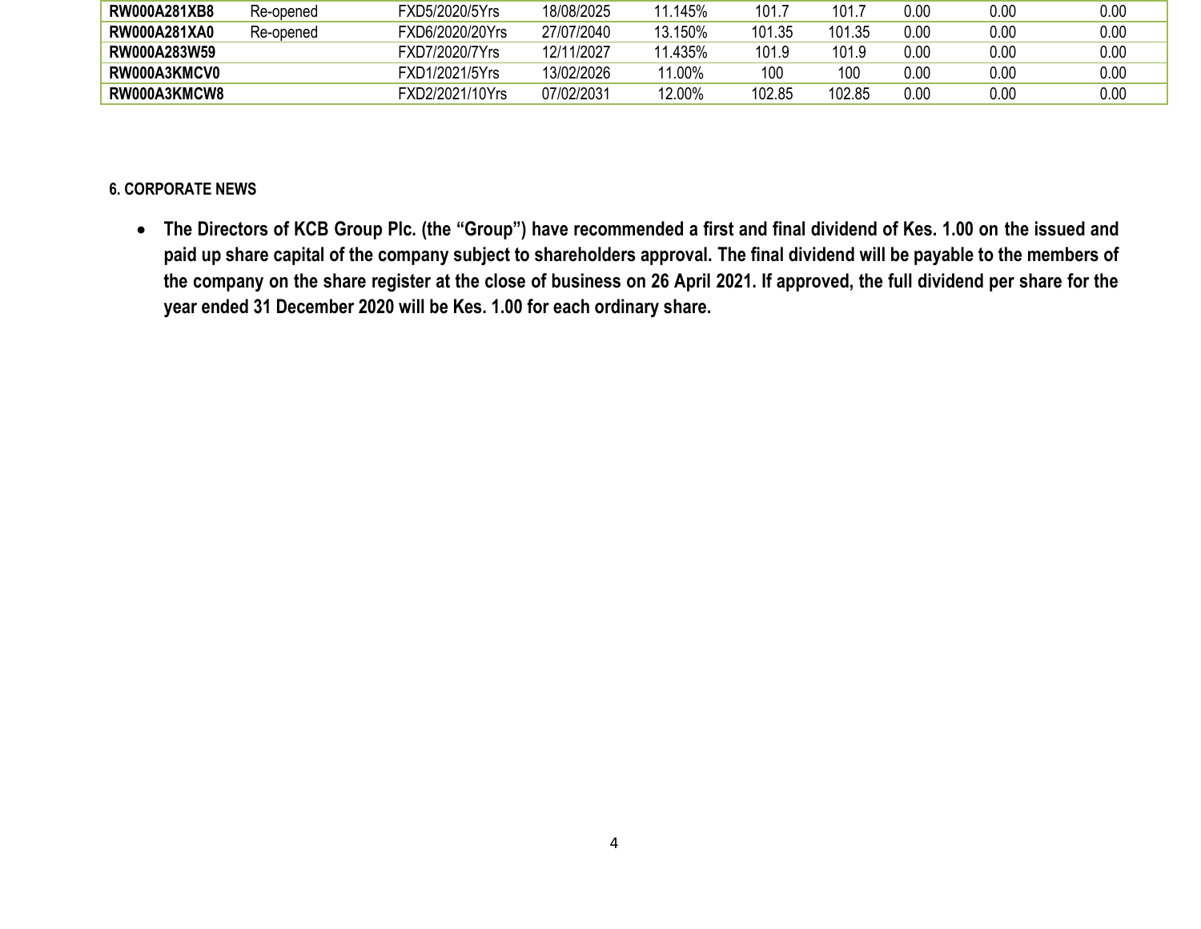| | | | | | | | | | |
|---|---|---|---|---|---|---|---|---|---|
| **RW000A281XB8** | Re-opened | FXD5/2020/5Yrs | 18/08/2025 | 11.145% | 101.7 | 101.7 | 0.00 | 0.00 | 0.00 |
| **RW000A281XA0** | Re-opened | FXD6/2020/20Yrs | 27/07/2040 | 13.150% | 101.35 | 101.35 | 0.00 | 0.00 | 0.00 |
| **RW000A283W59** | | FXD7/2020/7Yrs | 12/11/2027 | 11.435% | 101.9 | 101.9 | 0.00 | 0.00 | 0.00 |
| **RW000A3KMCV0** | | FXD1/2021/5Yrs | 13/02/2026 | 11.00% | 100 | 100 | 0.00 | 0.00 | 0.00 |
| **RW000A3KMCW8** | | FXD2/2021/10Yrs | 07/02/2031 | 12.00% | 102.85 | 102.85 | 0.00 | 0.00 | 0.00 |

## 6. CORPORATE NEWS

- **The Directors of KCB Group Plc. (the "Group") have recommended a first and final dividend of Kes. 1.00 on the issued and paid up share capital of the company subject to shareholders approval. The final dividend will be payable to the members of the company on the share register at the close of business on 26 April 2021. If approved, the full dividend per share for the year ended 31 December 2020 will be Kes. 1.00 for each ordinary share.**